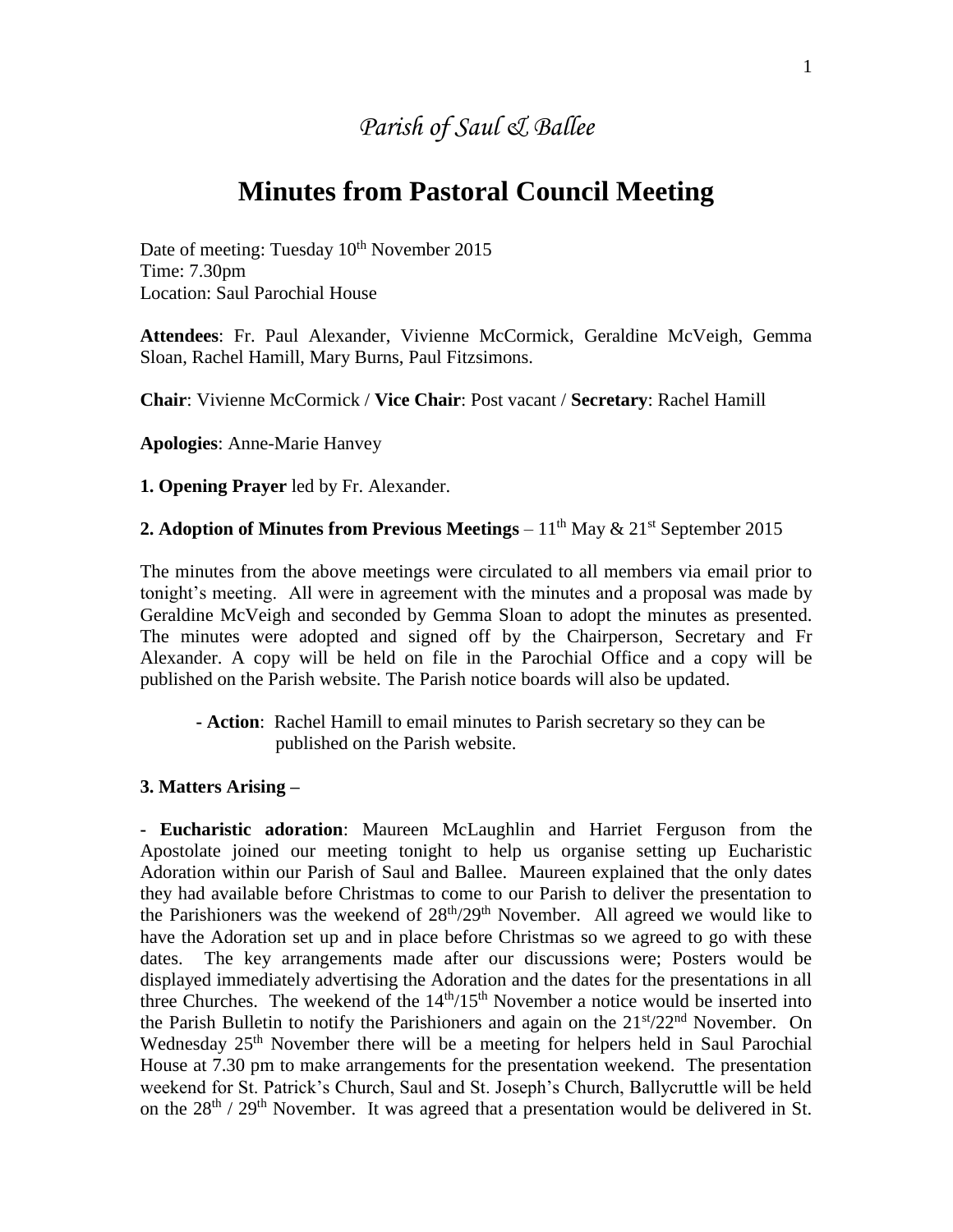# *Parish of Saul & Ballee*

## Minutes from Pastoral Council Meeting

Date of meeting: Tuesday 10th November 2015
Time: 7.30pm
Location: Saul Parochial House

**Attendees**: Fr. Paul Alexander, Vivienne McCormick, Geraldine McVeigh, Gemma Sloan, Rachel Hamill, Mary Burns, Paul Fitzsimons.

**Chair**: Vivienne McCormick / **Vice Chair**: Post vacant / **Secretary**: Rachel Hamill

**Apologies**: Anne-Marie Hanvey

**1. Opening Prayer** led by Fr. Alexander.

**2. Adoption of Minutes from Previous Meetings** – 11th May & 21st September 2015

The minutes from the above meetings were circulated to all members via email prior to tonight's meeting. All were in agreement with the minutes and a proposal was made by Geraldine McVeigh and seconded by Gemma Sloan to adopt the minutes as presented. The minutes were adopted and signed off by the Chairperson, Secretary and Fr Alexander. A copy will be held on file in the Parochial Office and a copy will be published on the Parish website. The Parish notice boards will also be updated.

- **Action**: Rachel Hamill to email minutes to Parish secretary so they can be published on the Parish website.

**3. Matters Arising –**

**- Eucharistic adoration**: Maureen McLaughlin and Harriet Ferguson from the Apostolate joined our meeting tonight to help us organise setting up Eucharistic Adoration within our Parish of Saul and Ballee. Maureen explained that the only dates they had available before Christmas to come to our Parish to deliver the presentation to the Parishioners was the weekend of 28th/29th November. All agreed we would like to have the Adoration set up and in place before Christmas so we agreed to go with these dates. The key arrangements made after our discussions were; Posters would be displayed immediately advertising the Adoration and the dates for the presentations in all three Churches. The weekend of the 14th/15th November a notice would be inserted into the Parish Bulletin to notify the Parishioners and again on the 21st/22nd November. On Wednesday 25th November there will be a meeting for helpers held in Saul Parochial House at 7.30 pm to make arrangements for the presentation weekend. The presentation weekend for St. Patrick's Church, Saul and St. Joseph's Church, Ballycruttle will be held on the 28th / 29th November. It was agreed that a presentation would be delivered in St.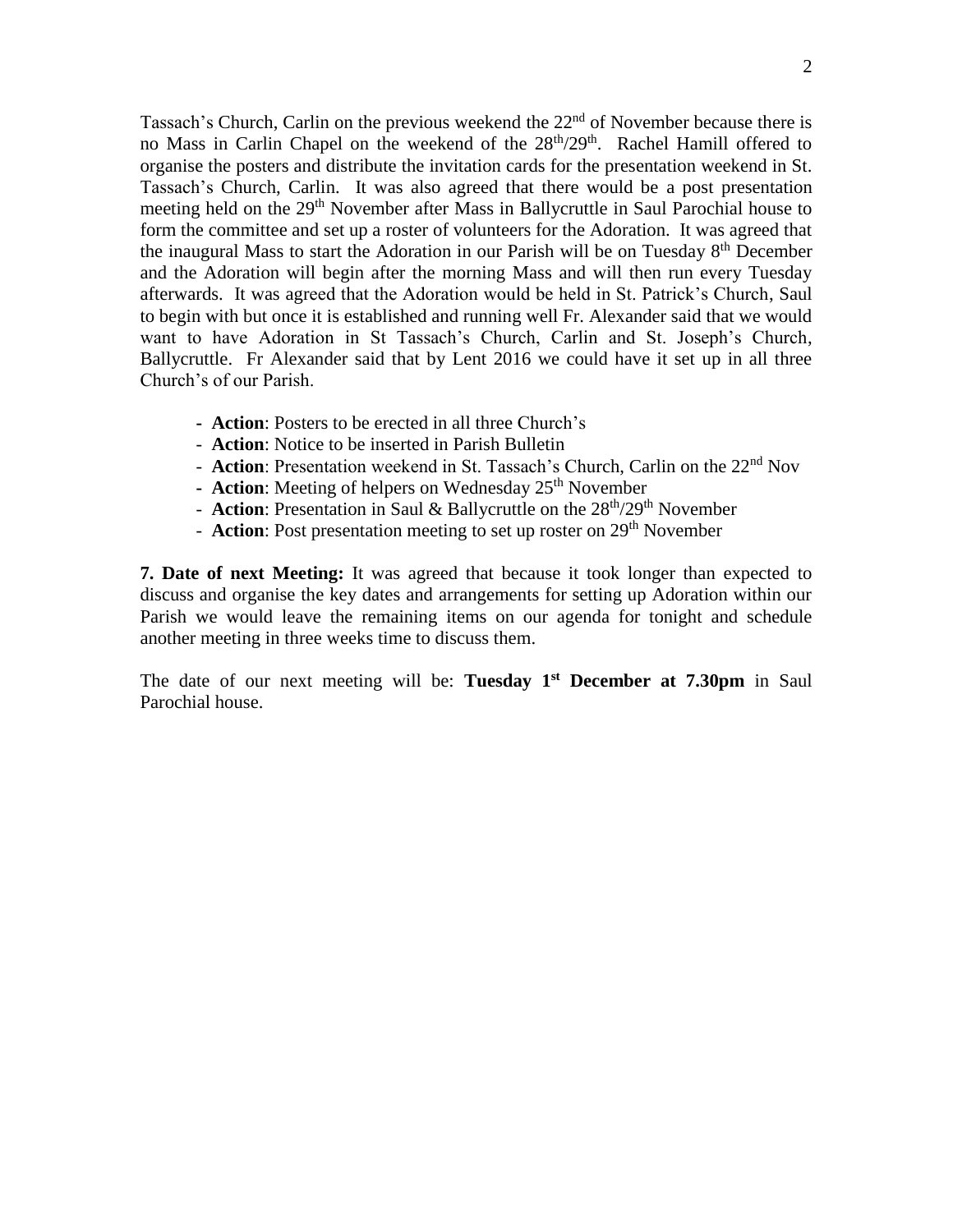Tassach's Church, Carlin on the previous weekend the 22nd of November because there is no Mass in Carlin Chapel on the weekend of the 28th/29th. Rachel Hamill offered to organise the posters and distribute the invitation cards for the presentation weekend in St. Tassach's Church, Carlin. It was also agreed that there would be a post presentation meeting held on the 29th November after Mass in Ballycruttle in Saul Parochial house to form the committee and set up a roster of volunteers for the Adoration. It was agreed that the inaugural Mass to start the Adoration in our Parish will be on Tuesday 8th December and the Adoration will begin after the morning Mass and will then run every Tuesday afterwards. It was agreed that the Adoration would be held in St. Patrick's Church, Saul to begin with but once it is established and running well Fr. Alexander said that we would want to have Adoration in St Tassach's Church, Carlin and St. Joseph's Church, Ballycruttle. Fr Alexander said that by Lent 2016 we could have it set up in all three Church's of our Parish.

- **Action**: Posters to be erected in all three Church's
- **Action**: Notice to be inserted in Parish Bulletin
- **Action**: Presentation weekend in St. Tassach's Church, Carlin on the 22nd Nov
- **Action**: Meeting of helpers on Wednesday 25th November
- **Action**: Presentation in Saul & Ballycruttle on the 28th/29th November
- **Action**: Post presentation meeting to set up roster on 29th November

**7. Date of next Meeting:** It was agreed that because it took longer than expected to discuss and organise the key dates and arrangements for setting up Adoration within our Parish we would leave the remaining items on our agenda for tonight and schedule another meeting in three weeks time to discuss them.

The date of our next meeting will be: **Tuesday 1st December at 7.30pm** in Saul Parochial house.